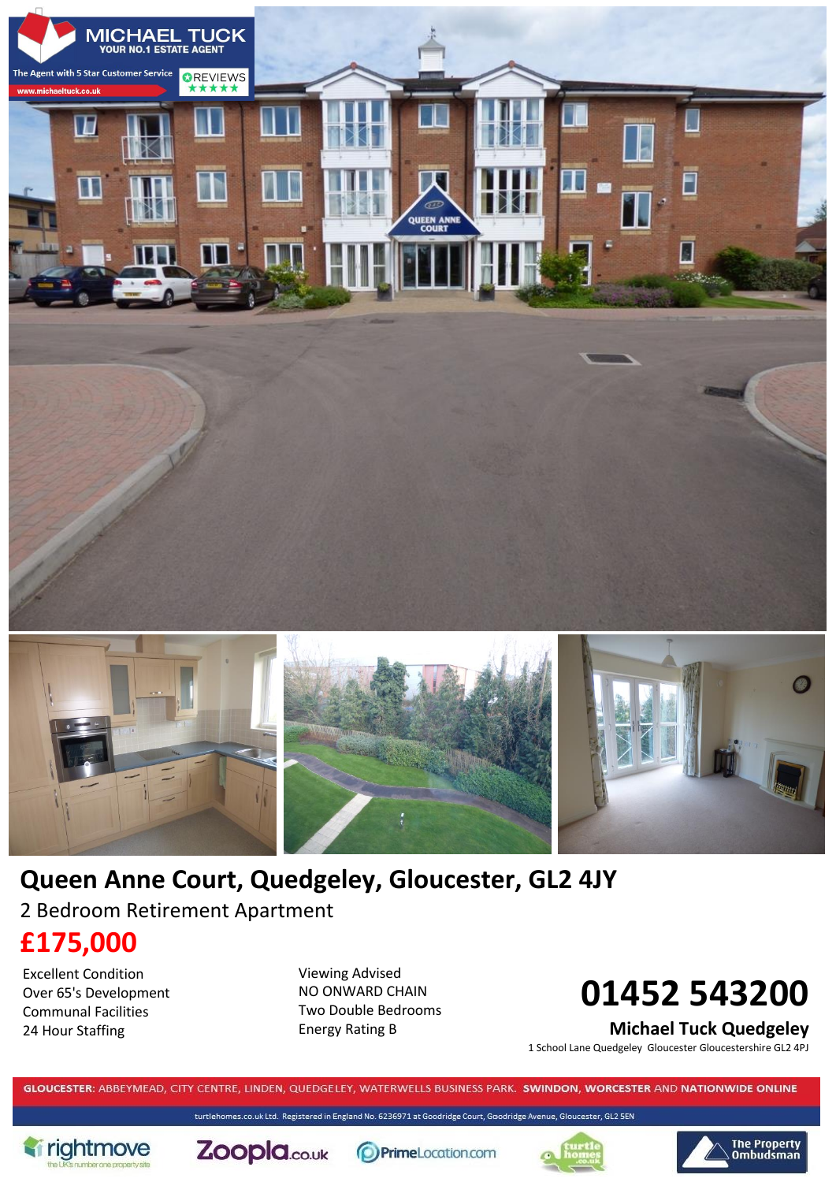MICHAEL TUCK
YOUR NO.1 ESTATE AGENT

The Agent with 5 Star Customer Service

REVIEWS ★★★★★

www.michaeltuck.co.uk

# Queen Anne Court, Quedgeley, Gloucester, GL2 4JY

## 2 Bedroom Retirement Apartment

## £175,000

- Excellent Condition
- Over 65's Development
- Communal Facilities
- 24 Hour Staffing
- Viewing Advised
- NO ONWARD CHAIN
- Two Double Bedrooms
- Energy Rating B

## 01452 543200

**Michael Tuck Quedgeley**
1 School Lane Quedgeley Gloucester Gloucestershire GL2 4PJ

**GLOUCESTER:** ABBEYMEAD, CITY CENTRE, LINDEN, QUEDGELEY, WATERWELLS BUSINESS PARK. **SWINDON, WORCESTER** AND **NATIONWIDE ONLINE**

turtlehomes.co.uk Ltd. Registered in England No. 6236971 at Goodridge Court, Goodridge Avenue, Gloucester, GL2 5EN

rightmove — the UK's number one property site | Zoopla.co.uk | PrimeLocation.com | turtle homes .co.uk | The Property Ombudsman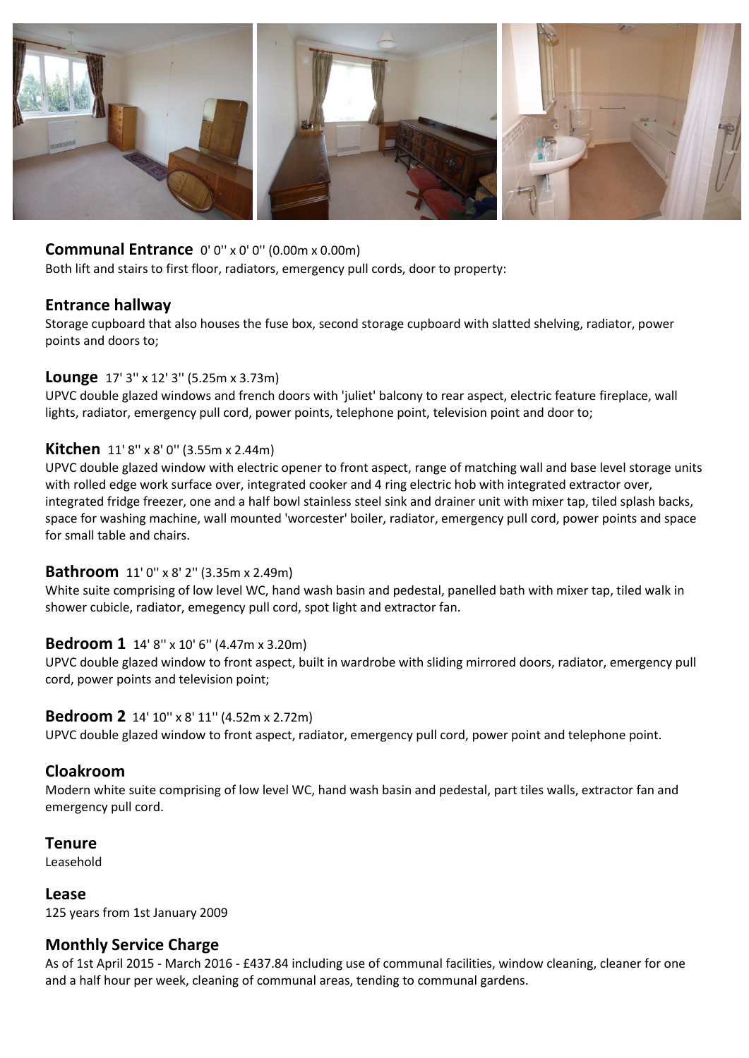## Communal Entrance 0' 0'' x 0' 0'' (0.00m x 0.00m)

Both lift and stairs to first floor, radiators, emergency pull cords, door to property:

## Entrance hallway

Storage cupboard that also houses the fuse box, second storage cupboard with slatted shelving, radiator, power points and doors to;

## Lounge 17' 3'' x 12' 3'' (5.25m x 3.73m)

UPVC double glazed windows and french doors with 'juliet' balcony to rear aspect, electric feature fireplace, wall lights, radiator, emergency pull cord, power points, telephone point, television point and door to;

## Kitchen 11' 8'' x 8' 0'' (3.55m x 2.44m)

UPVC double glazed window with electric opener to front aspect, range of matching wall and base level storage units with rolled edge work surface over, integrated cooker and 4 ring electric hob with integrated extractor over, integrated fridge freezer, one and a half bowl stainless steel sink and drainer unit with mixer tap, tiled splash backs, space for washing machine, wall mounted 'worcester' boiler, radiator, emergency pull cord, power points and space for small table and chairs.

## Bathroom 11' 0'' x 8' 2'' (3.35m x 2.49m)

White suite comprising of low level WC, hand wash basin and pedestal, panelled bath with mixer tap, tiled walk in shower cubicle, radiator, emegency pull cord, spot light and extractor fan.

## Bedroom 1 14' 8'' x 10' 6'' (4.47m x 3.20m)

UPVC double glazed window to front aspect, built in wardrobe with sliding mirrored doors, radiator, emergency pull cord, power points and television point;

## Bedroom 2 14' 10'' x 8' 11'' (4.52m x 2.72m)

UPVC double glazed window to front aspect, radiator, emergency pull cord, power point and telephone point.

## Cloakroom

Modern white suite comprising of low level WC, hand wash basin and pedestal, part tiles walls, extractor fan and emergency pull cord.

## Tenure

Leasehold

## Lease

125 years from 1st January 2009

## Monthly Service Charge

As of 1st April 2015 - March 2016 - £437.84 including use of communal facilities, window cleaning, cleaner for one and a half hour per week, cleaning of communal areas, tending to communal gardens.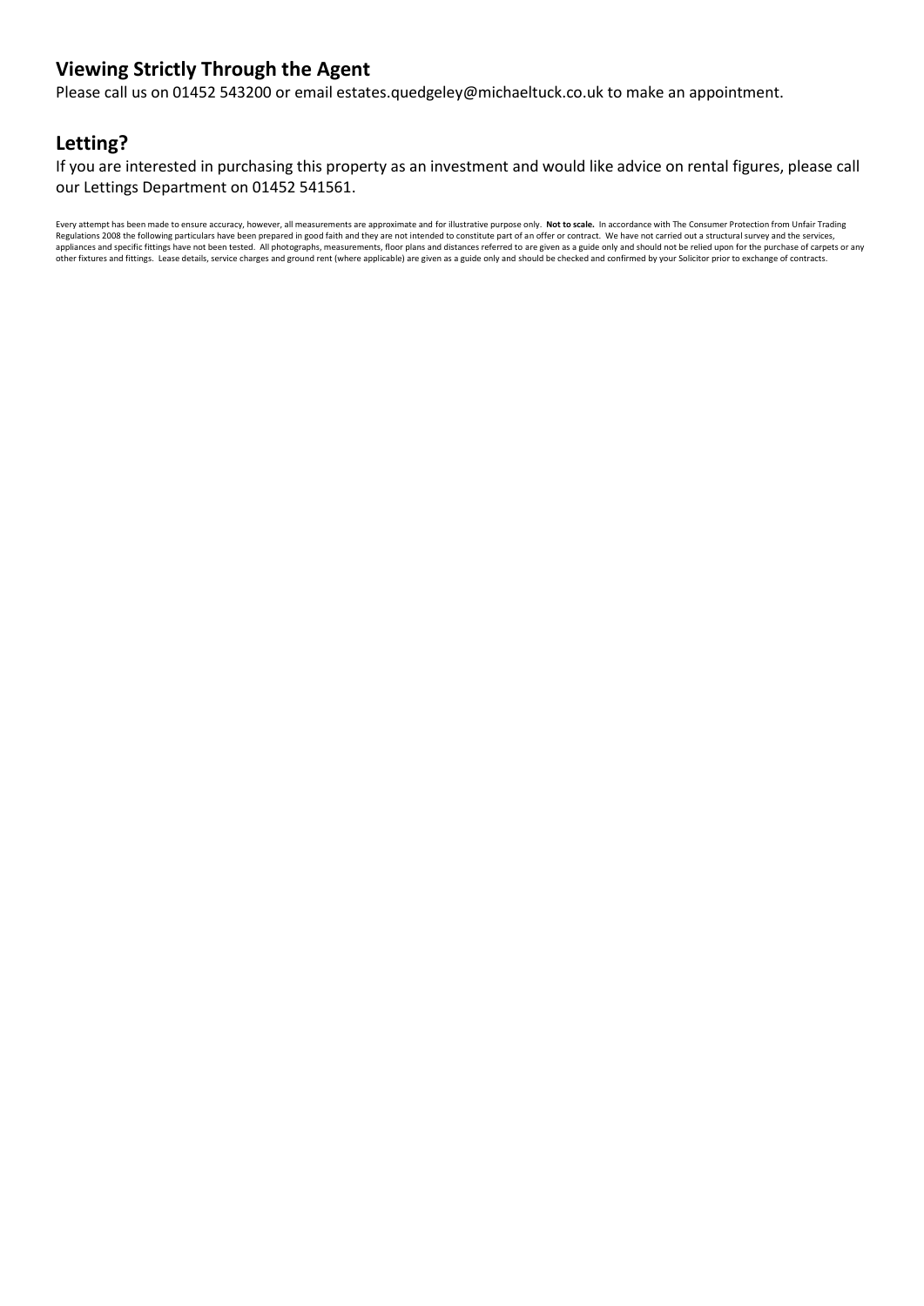## Viewing Strictly Through the Agent

Please call us on 01452 543200 or email estates.quedgeley@michaeltuck.co.uk to make an appointment.

## Letting?

If you are interested in purchasing this property as an investment and would like advice on rental figures, please call our Lettings Department on 01452 541561.

Every attempt has been made to ensure accuracy, however, all measurements are approximate and for illustrative purpose only. **Not to scale.** In accordance with The Consumer Protection from Unfair Trading Regulations 2008 the following particulars have been prepared in good faith and they are not intended to constitute part of an offer or contract. We have not carried out a structural survey and the services, appliances and specific fittings have not been tested. All photographs, measurements, floor plans and distances referred to are given as a guide only and should not be relied upon for the purchase of carpets or any other fixtures and fittings. Lease details, service charges and ground rent (where applicable) are given as a guide only and should be checked and confirmed by your Solicitor prior to exchange of contracts.